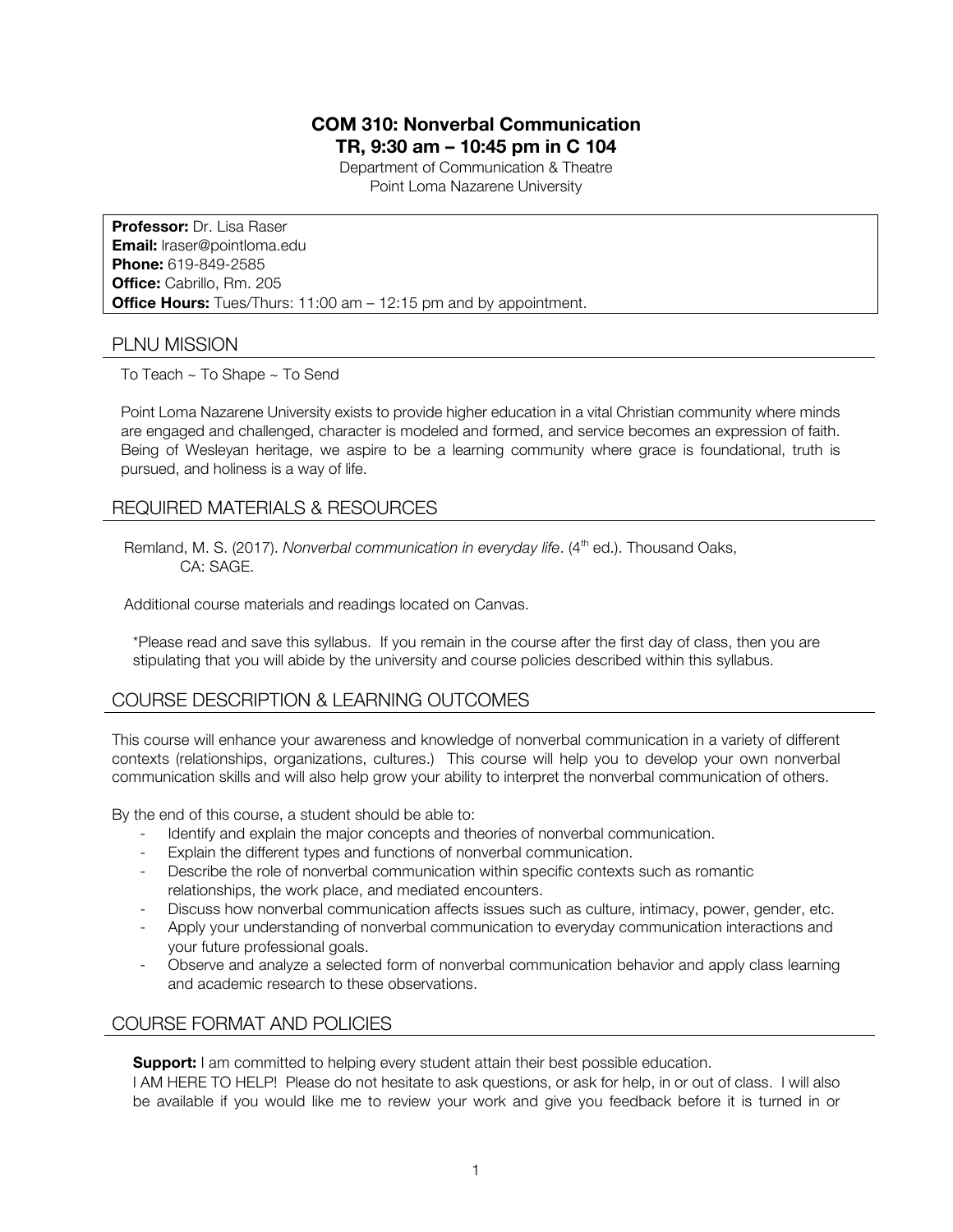# COM 310: Nonverbal Communication
## TR, 9:30 am – 10:45 pm in C 104

Department of Communication & Theatre
Point Loma Nazarene University

**Professor:** Dr. Lisa Raser
**Email:** lraser@pointloma.edu
**Phone:** 619-849-2585
**Office:** Cabrillo, Rm. 205
**Office Hours:** Tues/Thurs: 11:00 am – 12:15 pm and by appointment.

## PLNU MISSION

To Teach ~ To Shape ~ To Send

Point Loma Nazarene University exists to provide higher education in a vital Christian community where minds are engaged and challenged, character is modeled and formed, and service becomes an expression of faith. Being of Wesleyan heritage, we aspire to be a learning community where grace is foundational, truth is pursued, and holiness is a way of life.

## REQUIRED MATERIALS & RESOURCES

Remland, M. S. (2017). *Nonverbal communication in everyday life*. (4th ed.). Thousand Oaks, CA: SAGE.

Additional course materials and readings located on Canvas.

*Please read and save this syllabus. If you remain in the course after the first day of class, then you are stipulating that you will abide by the university and course policies described within this syllabus.

## COURSE DESCRIPTION & LEARNING OUTCOMES

This course will enhance your awareness and knowledge of nonverbal communication in a variety of different contexts (relationships, organizations, cultures.) This course will help you to develop your own nonverbal communication skills and will also help grow your ability to interpret the nonverbal communication of others.

By the end of this course, a student should be able to:

- Identify and explain the major concepts and theories of nonverbal communication.
- Explain the different types and functions of nonverbal communication.
- Describe the role of nonverbal communication within specific contexts such as romantic relationships, the work place, and mediated encounters.
- Discuss how nonverbal communication affects issues such as culture, intimacy, power, gender, etc.
- Apply your understanding of nonverbal communication to everyday communication interactions and your future professional goals.
- Observe and analyze a selected form of nonverbal communication behavior and apply class learning and academic research to these observations.

## COURSE FORMAT AND POLICIES

**Support:** I am committed to helping every student attain their best possible education.
I AM HERE TO HELP! Please do not hesitate to ask questions, or ask for help, in or out of class. I will also be available if you would like me to review your work and give you feedback before it is turned in or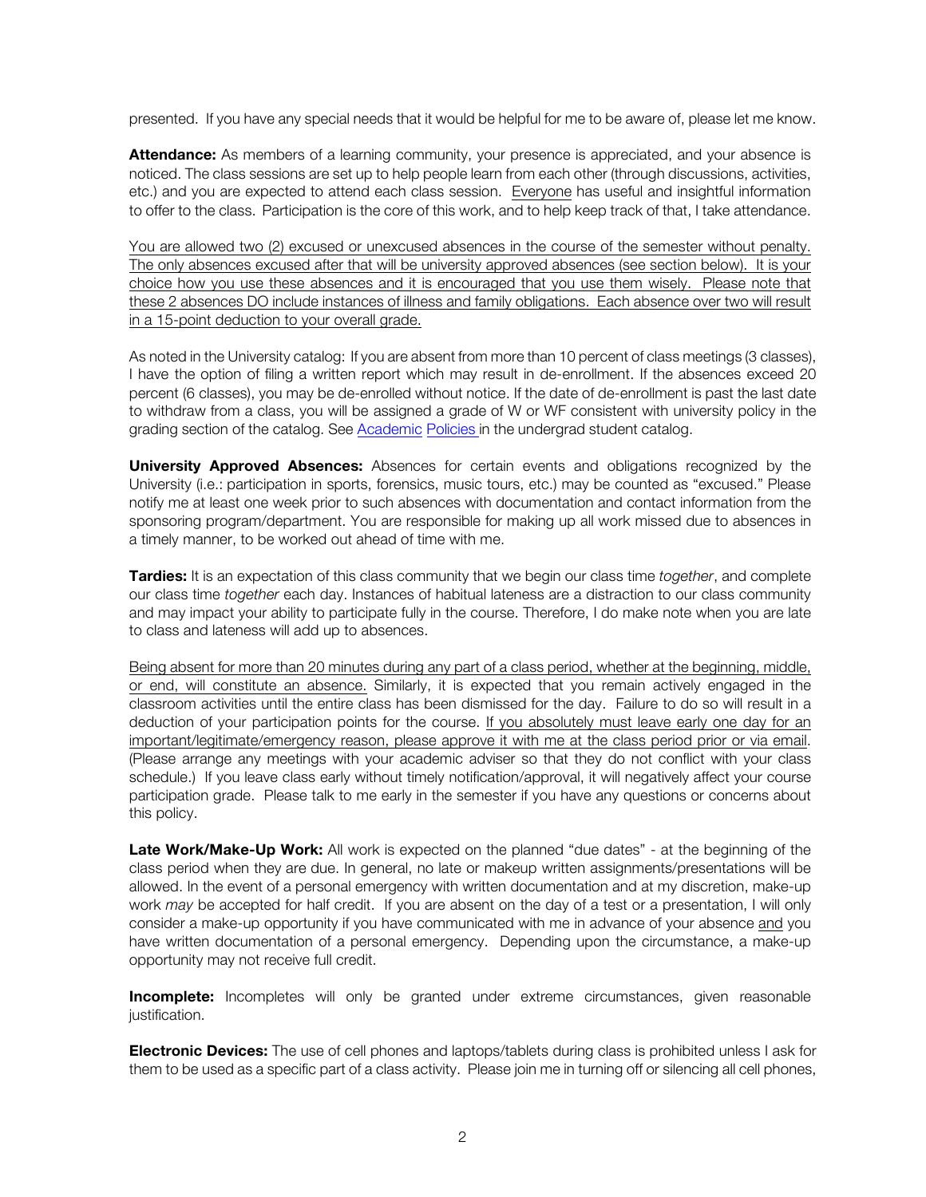presented. If you have any special needs that it would be helpful for me to be aware of, please let me know.

**Attendance:** As members of a learning community, your presence is appreciated, and your absence is noticed. The class sessions are set up to help people learn from each other (through discussions, activities, etc.) and you are expected to attend each class session. Everyone has useful and insightful information to offer to the class. Participation is the core of this work, and to help keep track of that, I take attendance.

You are allowed two (2) excused or unexcused absences in the course of the semester without penalty. The only absences excused after that will be university approved absences (see section below). It is your choice how you use these absences and it is encouraged that you use them wisely. Please note that these 2 absences DO include instances of illness and family obligations. Each absence over two will result in a 15-point deduction to your overall grade.

As noted in the University catalog: If you are absent from more than 10 percent of class meetings (3 classes), I have the option of filing a written report which may result in de-enrollment. If the absences exceed 20 percent (6 classes), you may be de-enrolled without notice. If the date of de-enrollment is past the last date to withdraw from a class, you will be assigned a grade of W or WF consistent with university policy in the grading section of the catalog. See Academic Policies in the undergrad student catalog.

**University Approved Absences:** Absences for certain events and obligations recognized by the University (i.e.: participation in sports, forensics, music tours, etc.) may be counted as "excused." Please notify me at least one week prior to such absences with documentation and contact information from the sponsoring program/department. You are responsible for making up all work missed due to absences in a timely manner, to be worked out ahead of time with me.

**Tardies:** It is an expectation of this class community that we begin our class time *together*, and complete our class time *together* each day. Instances of habitual lateness are a distraction to our class community and may impact your ability to participate fully in the course. Therefore, I do make note when you are late to class and lateness will add up to absences.

Being absent for more than 20 minutes during any part of a class period, whether at the beginning, middle, or end, will constitute an absence. Similarly, it is expected that you remain actively engaged in the classroom activities until the entire class has been dismissed for the day. Failure to do so will result in a deduction of your participation points for the course. If you absolutely must leave early one day for an important/legitimate/emergency reason, please approve it with me at the class period prior or via email. (Please arrange any meetings with your academic adviser so that they do not conflict with your class schedule.) If you leave class early without timely notification/approval, it will negatively affect your course participation grade. Please talk to me early in the semester if you have any questions or concerns about this policy.

**Late Work/Make-Up Work:** All work is expected on the planned "due dates" - at the beginning of the class period when they are due. In general, no late or makeup written assignments/presentations will be allowed. In the event of a personal emergency with written documentation and at my discretion, make-up work *may* be accepted for half credit. If you are absent on the day of a test or a presentation, I will only consider a make-up opportunity if you have communicated with me in advance of your absence and you have written documentation of a personal emergency. Depending upon the circumstance, a make-up opportunity may not receive full credit.

**Incomplete:** Incompletes will only be granted under extreme circumstances, given reasonable justification.

**Electronic Devices:** The use of cell phones and laptops/tablets during class is prohibited unless I ask for them to be used as a specific part of a class activity. Please join me in turning off or silencing all cell phones,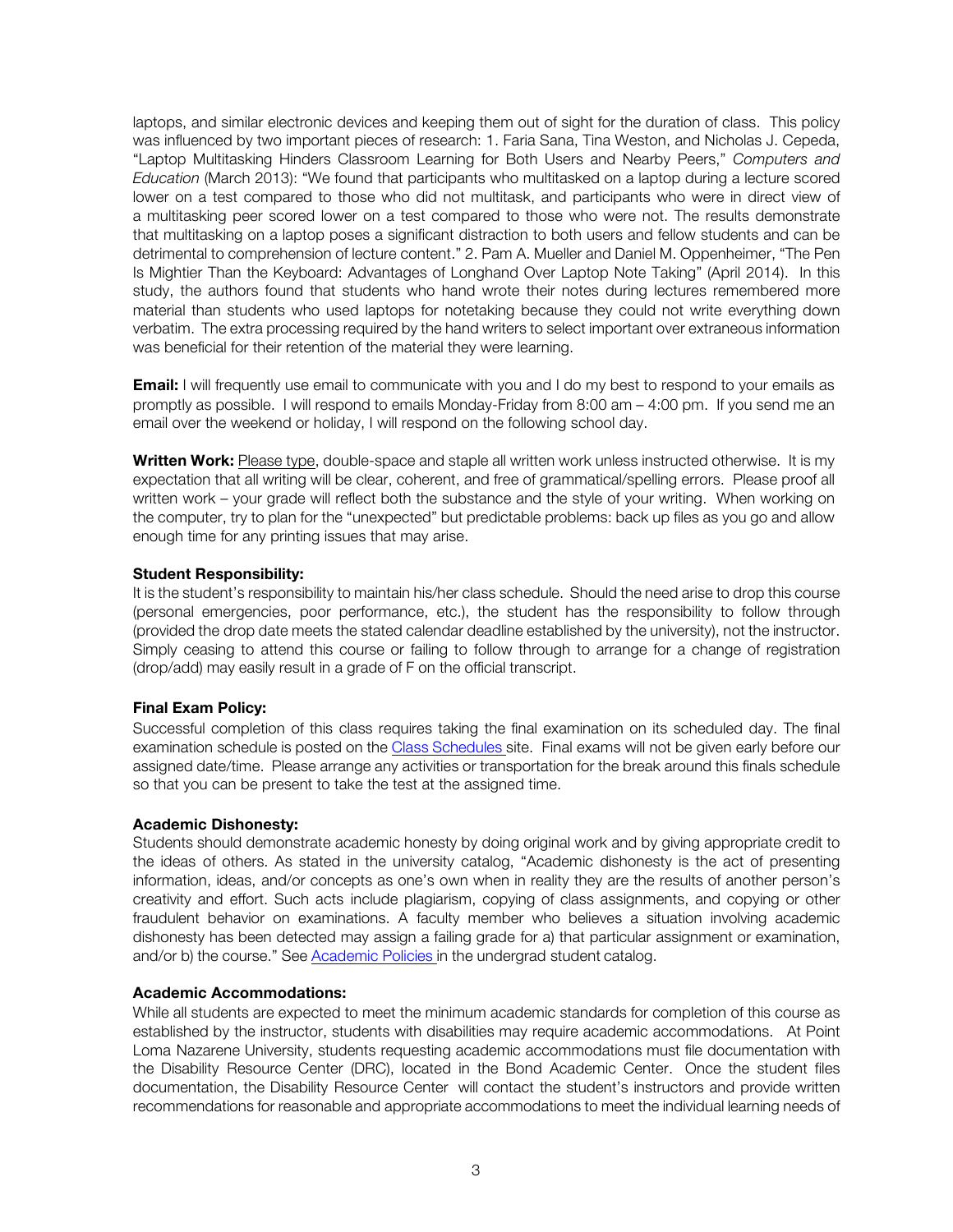laptops, and similar electronic devices and keeping them out of sight for the duration of class. This policy was influenced by two important pieces of research: 1. Faria Sana, Tina Weston, and Nicholas J. Cepeda, "Laptop Multitasking Hinders Classroom Learning for Both Users and Nearby Peers," *Computers and Education* (March 2013): "We found that participants who multitasked on a laptop during a lecture scored lower on a test compared to those who did not multitask, and participants who were in direct view of a multitasking peer scored lower on a test compared to those who were not. The results demonstrate that multitasking on a laptop poses a significant distraction to both users and fellow students and can be detrimental to comprehension of lecture content." 2. Pam A. Mueller and Daniel M. Oppenheimer, "The Pen Is Mightier Than the Keyboard: Advantages of Longhand Over Laptop Note Taking" (April 2014). In this study, the authors found that students who hand wrote their notes during lectures remembered more material than students who used laptops for notetaking because they could not write everything down verbatim. The extra processing required by the hand writers to select important over extraneous information was beneficial for their retention of the material they were learning.

**Email:** I will frequently use email to communicate with you and I do my best to respond to your emails as promptly as possible. I will respond to emails Monday-Friday from 8:00 am – 4:00 pm. If you send me an email over the weekend or holiday, I will respond on the following school day.

**Written Work:** Please type, double-space and staple all written work unless instructed otherwise. It is my expectation that all writing will be clear, coherent, and free of grammatical/spelling errors. Please proof all written work – your grade will reflect both the substance and the style of your writing. When working on the computer, try to plan for the "unexpected" but predictable problems: back up files as you go and allow enough time for any printing issues that may arise.

**Student Responsibility:**

It is the student's responsibility to maintain his/her class schedule. Should the need arise to drop this course (personal emergencies, poor performance, etc.), the student has the responsibility to follow through (provided the drop date meets the stated calendar deadline established by the university), not the instructor. Simply ceasing to attend this course or failing to follow through to arrange for a change of registration (drop/add) may easily result in a grade of F on the official transcript.

**Final Exam Policy:**

Successful completion of this class requires taking the final examination on its scheduled day. The final examination schedule is posted on the Class Schedules site. Final exams will not be given early before our assigned date/time. Please arrange any activities or transportation for the break around this finals schedule so that you can be present to take the test at the assigned time.

**Academic Dishonesty:**

Students should demonstrate academic honesty by doing original work and by giving appropriate credit to the ideas of others. As stated in the university catalog, "Academic dishonesty is the act of presenting information, ideas, and/or concepts as one's own when in reality they are the results of another person's creativity and effort. Such acts include plagiarism, copying of class assignments, and copying or other fraudulent behavior on examinations. A faculty member who believes a situation involving academic dishonesty has been detected may assign a failing grade for a) that particular assignment or examination, and/or b) the course." See Academic Policies in the undergrad student catalog.

**Academic Accommodations:**

While all students are expected to meet the minimum academic standards for completion of this course as established by the instructor, students with disabilities may require academic accommodations. At Point Loma Nazarene University, students requesting academic accommodations must file documentation with the Disability Resource Center (DRC), located in the Bond Academic Center. Once the student files documentation, the Disability Resource Center will contact the student's instructors and provide written recommendations for reasonable and appropriate accommodations to meet the individual learning needs of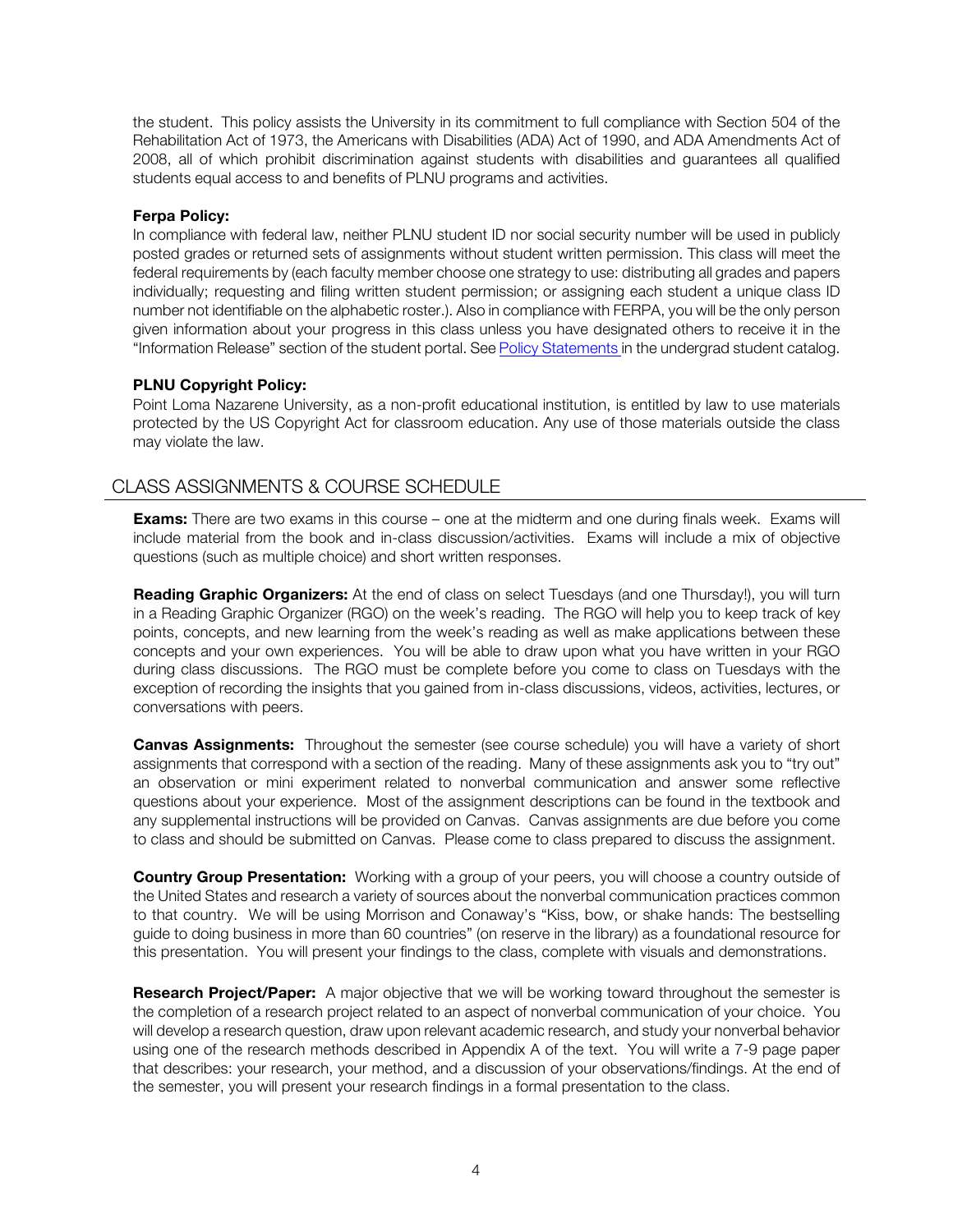the student. This policy assists the University in its commitment to full compliance with Section 504 of the Rehabilitation Act of 1973, the Americans with Disabilities (ADA) Act of 1990, and ADA Amendments Act of 2008, all of which prohibit discrimination against students with disabilities and guarantees all qualified students equal access to and benefits of PLNU programs and activities.

**Ferpa Policy:**

In compliance with federal law, neither PLNU student ID nor social security number will be used in publicly posted grades or returned sets of assignments without student written permission. This class will meet the federal requirements by (each faculty member choose one strategy to use: distributing all grades and papers individually; requesting and filing written student permission; or assigning each student a unique class ID number not identifiable on the alphabetic roster.). Also in compliance with FERPA, you will be the only person given information about your progress in this class unless you have designated others to receive it in the "Information Release" section of the student portal. See Policy Statements in the undergrad student catalog.

**PLNU Copyright Policy:**

Point Loma Nazarene University, as a non-profit educational institution, is entitled by law to use materials protected by the US Copyright Act for classroom education. Any use of those materials outside the class may violate the law.

## CLASS ASSIGNMENTS & COURSE SCHEDULE

**Exams:** There are two exams in this course – one at the midterm and one during finals week. Exams will include material from the book and in-class discussion/activities. Exams will include a mix of objective questions (such as multiple choice) and short written responses.

**Reading Graphic Organizers:** At the end of class on select Tuesdays (and one Thursday!), you will turn in a Reading Graphic Organizer (RGO) on the week's reading. The RGO will help you to keep track of key points, concepts, and new learning from the week's reading as well as make applications between these concepts and your own experiences. You will be able to draw upon what you have written in your RGO during class discussions. The RGO must be complete before you come to class on Tuesdays with the exception of recording the insights that you gained from in-class discussions, videos, activities, lectures, or conversations with peers.

**Canvas Assignments:** Throughout the semester (see course schedule) you will have a variety of short assignments that correspond with a section of the reading. Many of these assignments ask you to "try out" an observation or mini experiment related to nonverbal communication and answer some reflective questions about your experience. Most of the assignment descriptions can be found in the textbook and any supplemental instructions will be provided on Canvas. Canvas assignments are due before you come to class and should be submitted on Canvas. Please come to class prepared to discuss the assignment.

**Country Group Presentation:** Working with a group of your peers, you will choose a country outside of the United States and research a variety of sources about the nonverbal communication practices common to that country. We will be using Morrison and Conaway's "Kiss, bow, or shake hands: The bestselling guide to doing business in more than 60 countries" (on reserve in the library) as a foundational resource for this presentation. You will present your findings to the class, complete with visuals and demonstrations.

**Research Project/Paper:** A major objective that we will be working toward throughout the semester is the completion of a research project related to an aspect of nonverbal communication of your choice. You will develop a research question, draw upon relevant academic research, and study your nonverbal behavior using one of the research methods described in Appendix A of the text. You will write a 7-9 page paper that describes: your research, your method, and a discussion of your observations/findings. At the end of the semester, you will present your research findings in a formal presentation to the class.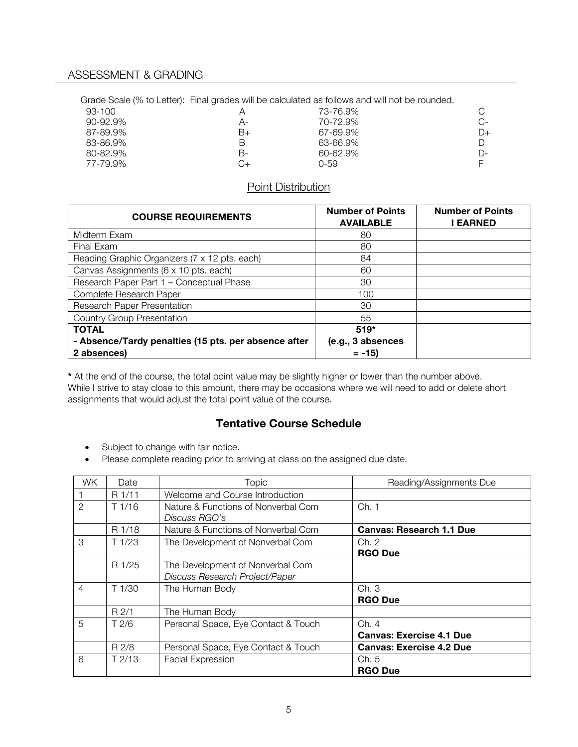## ASSESSMENT & GRADING

Grade Scale (% to Letter): Final grades will be calculated as follows and will not be rounded.

| | | | |
|---|---|---|---|
| 93-100 | A | 73-76.9% | C |
| 90-92.9% | A- | 70-72.9% | C- |
| 87-89.9% | B+ | 67-69.9% | D+ |
| 83-86.9% | B | 63-66.9% | D |
| 80-82.9% | B- | 60-62.9% | D- |
| 77-79.9% | C+ | 0-59 | F |

### Point Distribution

| **COURSE REQUIREMENTS** | **Number of Points AVAILABLE** | **Number of Points I EARNED** |
|---|---|---|
| Midterm Exam | 80 | |
| Final Exam | 80 | |
| Reading Graphic Organizers (7 x 12 pts. each) | 84 | |
| Canvas Assignments (6 x 10 pts. each) | 60 | |
| Research Paper Part 1 – Conceptual Phase | 30 | |
| Complete Research Paper | 100 | |
| Research Paper Presentation | 30 | |
| Country Group Presentation | 55 | |
| **TOTAL** **- Absence/Tardy penalties (15 pts. per absence after 2 absences)** | **519*** **(e.g., 3 absences = -15)** | |

**\*** At the end of the course, the total point value may be slightly higher or lower than the number above. While I strive to stay close to this amount, there may be occasions where we will need to add or delete short assignments that would adjust the total point value of the course.

## Tentative Course Schedule

- Subject to change with fair notice.
- Please complete reading prior to arriving at class on the assigned due date.

| WK | Date | Topic | Reading/Assignments Due |
|---|---|---|---|
| 1 | R 1/11 | Welcome and Course Introduction | |
| 2 | T 1/16 | Nature & Functions of Nonverbal Com *Discuss RGO's* | Ch. 1 |
| | R 1/18 | Nature & Functions of Nonverbal Com | **Canvas: Research 1.1 Due** |
| 3 | T 1/23 | The Development of Nonverbal Com | Ch. 2 **RGO Due** |
| | R 1/25 | The Development of Nonverbal Com *Discuss Research Project/Paper* | |
| 4 | T 1/30 | The Human Body | Ch. 3 **RGO Due** |
| | R 2/1 | The Human Body | |
| 5 | T 2/6 | Personal Space, Eye Contact & Touch | Ch. 4 **Canvas: Exercise 4.1 Due** |
| | R 2/8 | Personal Space, Eye Contact & Touch | **Canvas: Exercise 4.2 Due** |
| 6 | T 2/13 | Facial Expression | Ch. 5 **RGO Due** |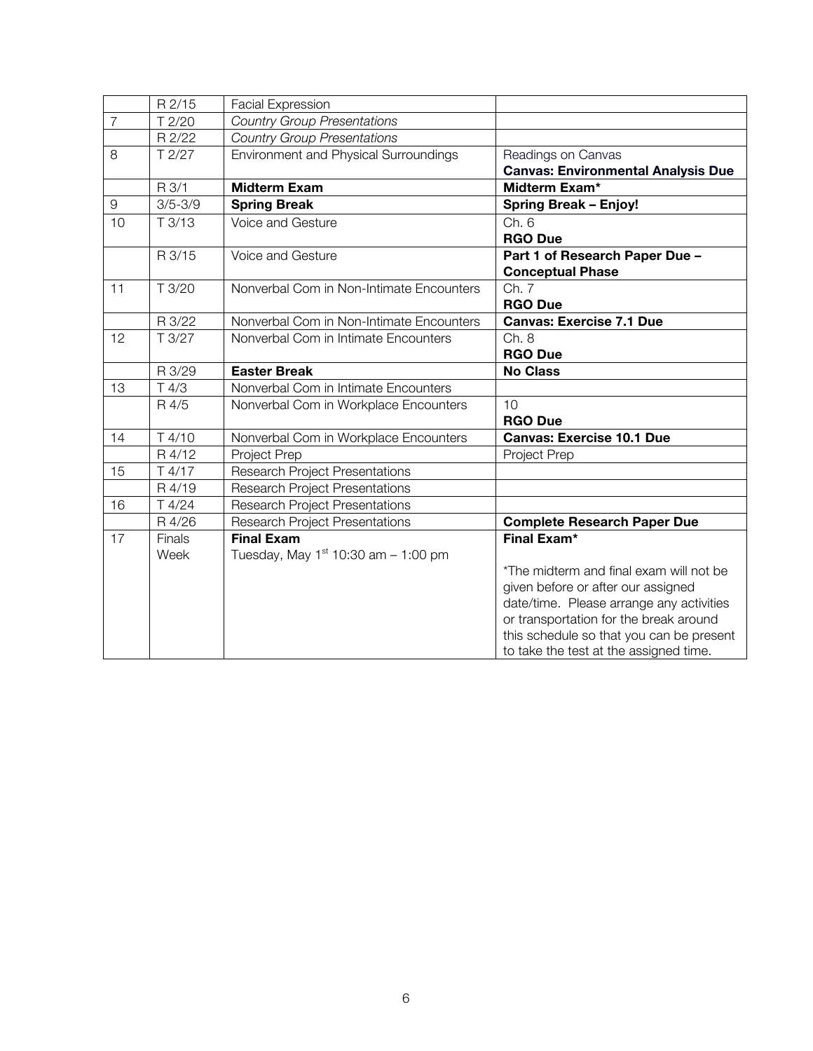| | | | |
|---|---|---|---|
| | R 2/15 | Facial Expression | |
| 7 | T 2/20 | *Country Group Presentations* | |
| | R 2/22 | *Country Group Presentations* | |
| 8 | T 2/27 | Environment and Physical Surroundings | Readings on Canvas<br>**Canvas: Environmental Analysis Due** |
| | R 3/1 | **Midterm Exam** | **Midterm Exam*** |
| 9 | 3/5-3/9 | **Spring Break** | **Spring Break – Enjoy!** |
| 10 | T 3/13 | Voice and Gesture | Ch. 6<br>**RGO Due** |
| | R 3/15 | Voice and Gesture | **Part 1 of Research Paper Due – Conceptual Phase** |
| 11 | T 3/20 | Nonverbal Com in Non-Intimate Encounters | Ch. 7<br>**RGO Due** |
| | R 3/22 | Nonverbal Com in Non-Intimate Encounters | **Canvas: Exercise 7.1 Due** |
| 12 | T 3/27 | Nonverbal Com in Intimate Encounters | Ch. 8<br>**RGO Due** |
| | R 3/29 | **Easter Break** | **No Class** |
| 13 | T 4/3 | Nonverbal Com in Intimate Encounters | |
| | R 4/5 | Nonverbal Com in Workplace Encounters | 10<br>**RGO Due** |
| 14 | T 4/10 | Nonverbal Com in Workplace Encounters | **Canvas: Exercise 10.1 Due** |
| | R 4/12 | Project Prep | Project Prep |
| 15 | T 4/17 | Research Project Presentations | |
| | R 4/19 | Research Project Presentations | |
| 16 | T 4/24 | Research Project Presentations | |
| | R 4/26 | Research Project Presentations | **Complete Research Paper Due** |
| 17 | Finals Week | **Final Exam**<br>Tuesday, May 1st 10:30 am – 1:00 pm | **Final Exam***<br><br>*The midterm and final exam will not be given before or after our assigned date/time. Please arrange any activities or transportation for the break around this schedule so that you can be present to take the test at the assigned time. |